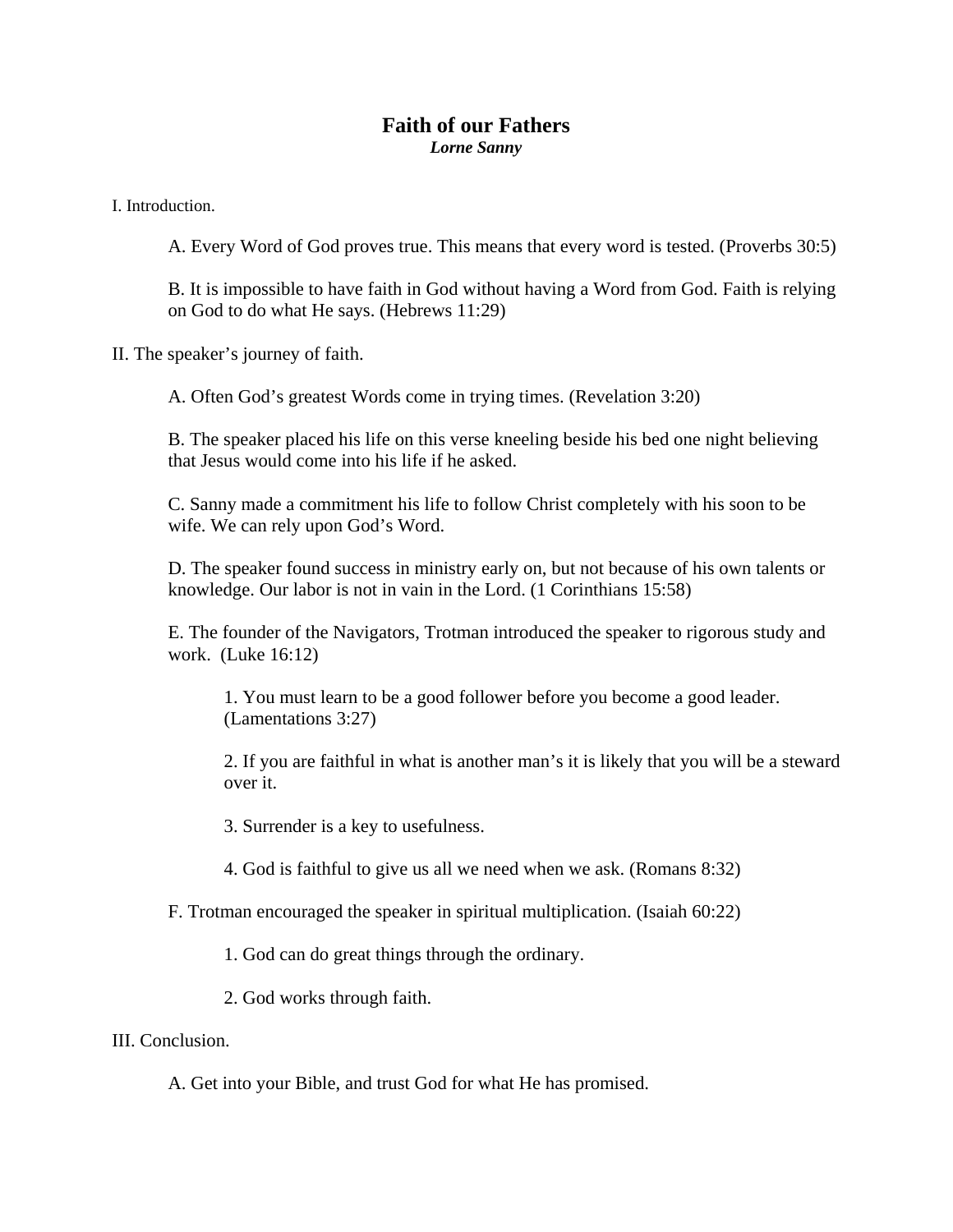# Faith of our Fathers

***Lorne Sanny***

I. Introduction.

A. Every Word of God proves true. This means that every word is tested. (Proverbs 30:5)

B. It is impossible to have faith in God without having a Word from God. Faith is relying on God to do what He says. (Hebrews 11:29)

II. The speaker's journey of faith.

A. Often God's greatest Words come in trying times. (Revelation 3:20)

B. The speaker placed his life on this verse kneeling beside his bed one night believing that Jesus would come into his life if he asked.

C. Sanny made a commitment his life to follow Christ completely with his soon to be wife. We can rely upon God's Word.

D. The speaker found success in ministry early on, but not because of his own talents or knowledge. Our labor is not in vain in the Lord. (1 Corinthians 15:58)

E. The founder of the Navigators, Trotman introduced the speaker to rigorous study and work. (Luke 16:12)

1. You must learn to be a good follower before you become a good leader. (Lamentations 3:27)

2. If you are faithful in what is another man's it is likely that you will be a steward over it.

3. Surrender is a key to usefulness.

4. God is faithful to give us all we need when we ask. (Romans 8:32)

F. Trotman encouraged the speaker in spiritual multiplication. (Isaiah 60:22)

1. God can do great things through the ordinary.

2. God works through faith.

III. Conclusion.

A. Get into your Bible, and trust God for what He has promised.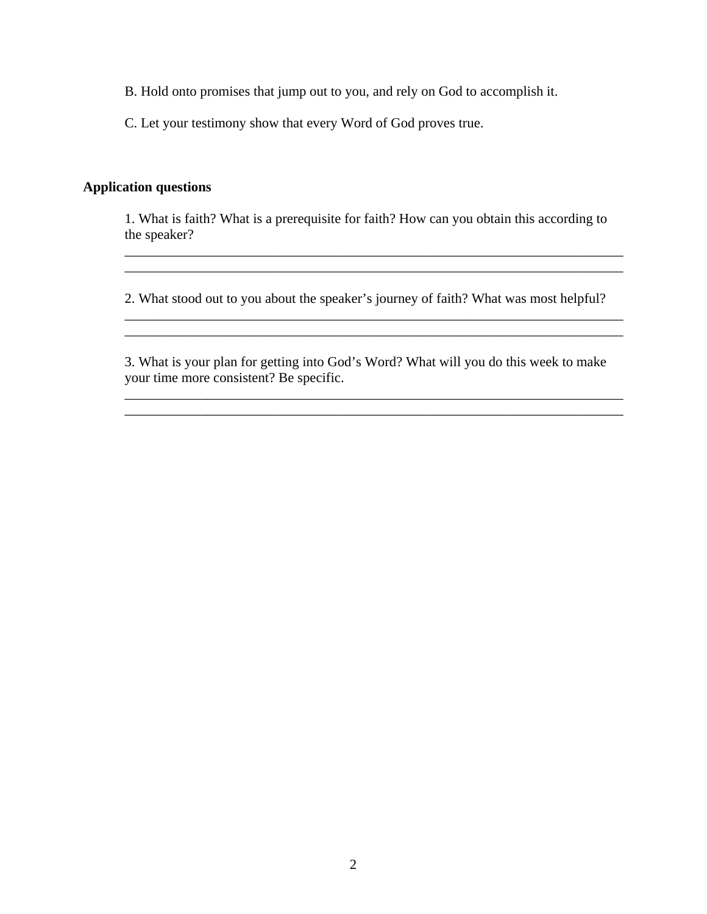B. Hold onto promises that jump out to you, and rely on God to accomplish it.

C. Let your testimony show that every Word of God proves true.

**Application questions**

1. What is faith? What is a prerequisite for faith? How can you obtain this according to the speaker?

___________________________________________________________________________
___________________________________________________________________________

2. What stood out to you about the speaker's journey of faith? What was most helpful?

___________________________________________________________________________
___________________________________________________________________________

3. What is your plan for getting into God's Word? What will you do this week to make your time more consistent? Be specific.

___________________________________________________________________________
___________________________________________________________________________